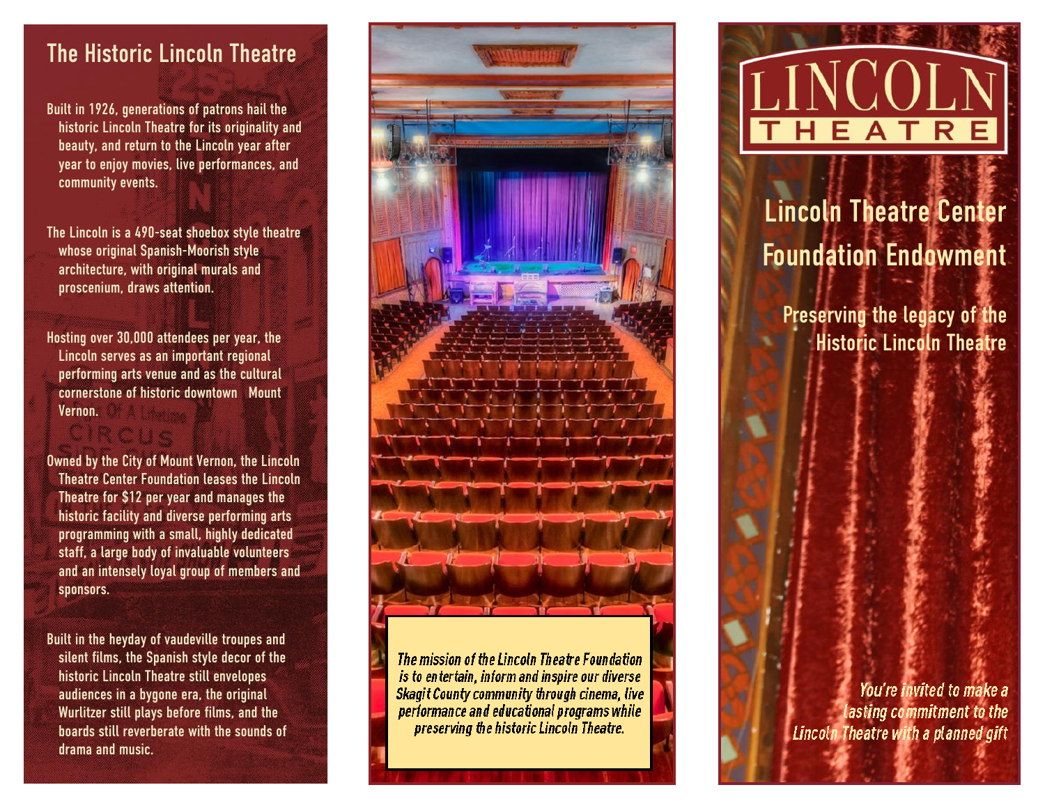## The Historic Lincoln Theatre

Built in 1926, generations of patrons hail the historic Lincoln Theatre for its originality and beauty, and return to the Lincoln year after year to enjoy movies, live performances, and community events.

The Lincoln is a 490-seat shoebox style theatre whose original Spanish-Moorish style architecture, with original murals and proscenium, draws attention.

Hosting over 30,000 attendees per year, the Lincoln serves as an important regional performing arts venue and as the cultural cornerstone of historic downtown Mount Vernon.

Owned by the City of Mount Vernon, the Lincoln Theatre Center Foundation leases the Lincoln Theatre for $12 per year and manages the historic facility and diverse performing arts programming with a small, highly dedicated staff, a large body of invaluable volunteers and an intensely loyal group of members and sponsors.

Built in the heyday of vaudeville troupes and silent films, the Spanish style decor of the historic Lincoln Theatre still envelopes audiences in a bygone era, the original Wurlitzer still plays before films, and the boards still reverberate with the sounds of drama and music.

*The mission of the Lincoln Theatre Foundation is to entertain, inform and inspire our diverse Skagit County community through cinema, live performance and educational programs while preserving the historic Lincoln Theatre.*

# LINCOLN THEATRE

## Lincoln Theatre Center Foundation Endowment

### Preserving the legacy of the Historic Lincoln Theatre

*You're invited to make a lasting commitment to the Lincoln Theatre with a planned gift*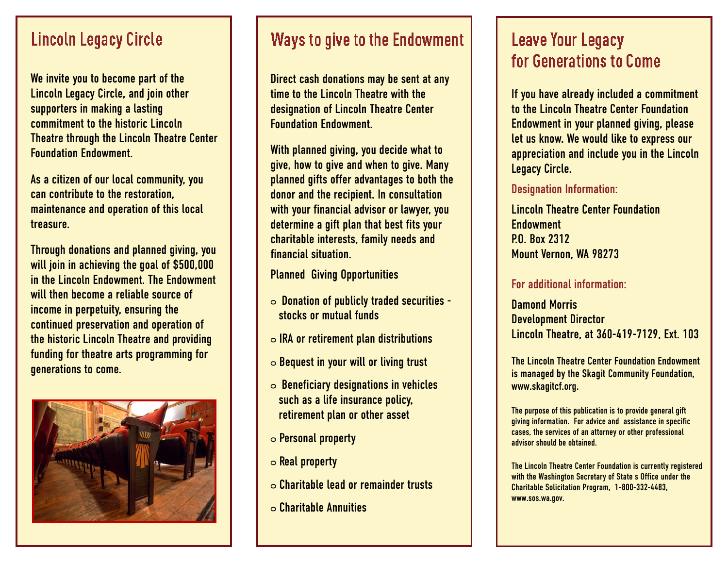## Lincoln Legacy Circle

We invite you to become part of the Lincoln Legacy Circle, and join other supporters in making a lasting commitment to the historic Lincoln Theatre through the Lincoln Theatre Center Foundation Endowment.

As a citizen of our local community, you can contribute to the restoration, maintenance and operation of this local treasure.

Through donations and planned giving, you will join in achieving the goal of $500,000 in the Lincoln Endowment. The Endowment will then become a reliable source of income in perpetuity, ensuring the continued preservation and operation of the historic Lincoln Theatre and providing funding for theatre arts programming for generations to come.

## Ways to give to the Endowment

Direct cash donations may be sent at any time to the Lincoln Theatre with the designation of Lincoln Theatre Center Foundation Endowment.

With planned giving, you decide what to give, how to give and when to give. Many planned gifts offer advantages to both the donor and the recipient. In consultation with your financial advisor or lawyer, you determine a gift plan that best fits your charitable interests, family needs and financial situation.

Planned Giving Opportunities

- Donation of publicly traded securities - stocks or mutual funds
- IRA or retirement plan distributions
- Bequest in your will or living trust
- Beneficiary designations in vehicles such as a life insurance policy, retirement plan or other asset
- Personal property
- Real property
- Charitable lead or remainder trusts
- Charitable Annuities

## Leave Your Legacy for Generations to Come

If you have already included a commitment to the Lincoln Theatre Center Foundation Endowment in your planned giving, please let us know. We would like to express our appreciation and include you in the Lincoln Legacy Circle.

### Designation Information:

Lincoln Theatre Center Foundation Endowment
P.O. Box 2312
Mount Vernon, WA 98273

### For additional information:

Damond Morris
Development Director
Lincoln Theatre, at 360-419-7129, Ext. 103

The Lincoln Theatre Center Foundation Endowment is managed by the Skagit Community Foundation, www.skagitcf.org.

The purpose of this publication is to provide general gift giving information. For advice and assistance in specific cases, the services of an attorney or other professional advisor should be obtained.

The Lincoln Theatre Center Foundation is currently registered with the Washington Secretary of State s Office under the Charitable Solicitation Program, 1-800-332-4483, www.sos.wa.gov.